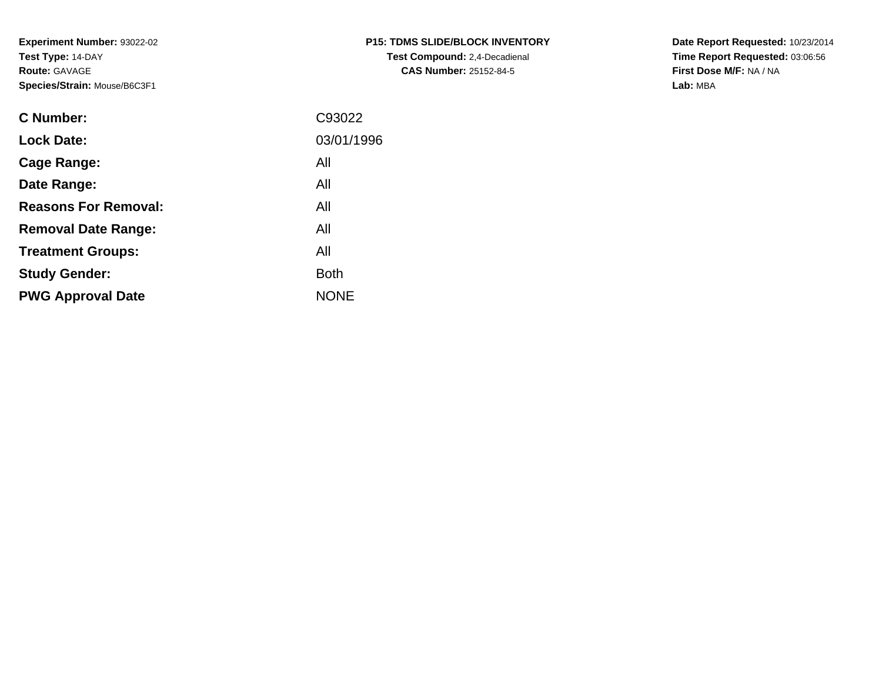**Experiment Number:** 93022-02
**Test Type:** 14-DAY
**Route:** GAVAGE
**Species/Strain:** Mouse/B6C3F1

**P15: TDMS SLIDE/BLOCK INVENTORY**
**Test Compound:** 2,4-Decadienal
**CAS Number:** 25152-84-5

**Date Report Requested:** 10/23/2014
**Time Report Requested:** 03:06:56
**First Dose M/F:** NA / NA
**Lab:** MBA

| | |
|---|---|
| **C Number:** | C93022 |
| **Lock Date:** | 03/01/1996 |
| **Cage Range:** | All |
| **Date Range:** | All |
| **Reasons For Removal:** | All |
| **Removal Date Range:** | All |
| **Treatment Groups:** | All |
| **Study Gender:** | Both |
| **PWG Approval Date** | NONE |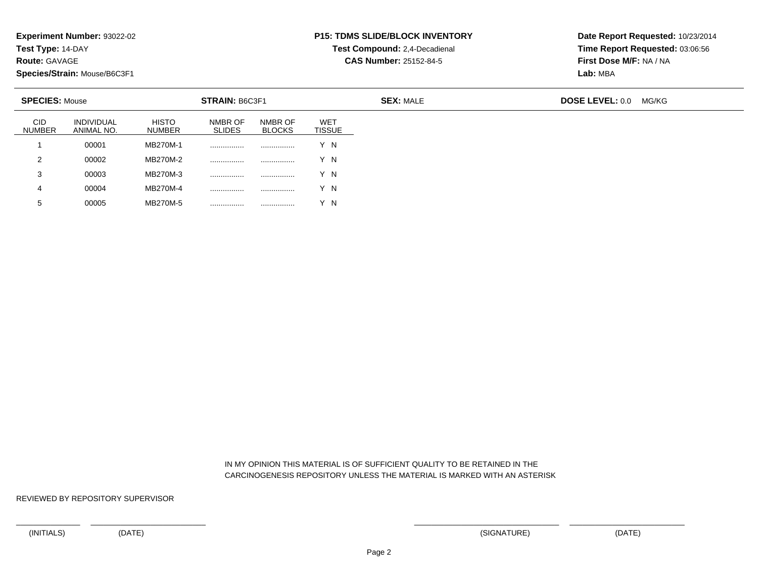**Experiment Number:** 93022-02
**Test Type:** 14-DAY
**Route:** GAVAGE
**Species/Strain:** Mouse/B6C3F1

**P15: TDMS SLIDE/BLOCK INVENTORY**
**Test Compound:** 2,4-Decadienal
**CAS Number:** 25152-84-5

**Date Report Requested:** 10/23/2014
**Time Report Requested:** 03:06:56
**First Dose M/F:** NA / NA
**Lab:** MBA

**SPECIES:** Mouse **STRAIN:** B6C3F1 **SEX:** MALE **DOSE LEVEL:** 0.0 MG/KG

| CID NUMBER | INDIVIDUAL ANIMAL NO. | HISTO NUMBER | NMBR OF SLIDES | NMBR OF BLOCKS | WET TISSUE |
|---|---|---|---|---|---|
| 1 | 00001 | MB270M-1 | ................ | ................ | Y N |
| 2 | 00002 | MB270M-2 | ................ | ................ | Y N |
| 3 | 00003 | MB270M-3 | ................ | ................ | Y N |
| 4 | 00004 | MB270M-4 | ................ | ................ | Y N |
| 5 | 00005 | MB270M-5 | ................ | ................ | Y N |

IN MY OPINION THIS MATERIAL IS OF SUFFICIENT QUALITY TO BE RETAINED IN THE CARCINOGENESIS REPOSITORY UNLESS THE MATERIAL IS MARKED WITH AN ASTERISK

REVIEWED BY REPOSITORY SUPERVISOR

(INITIALS) (DATE) (SIGNATURE) (DATE)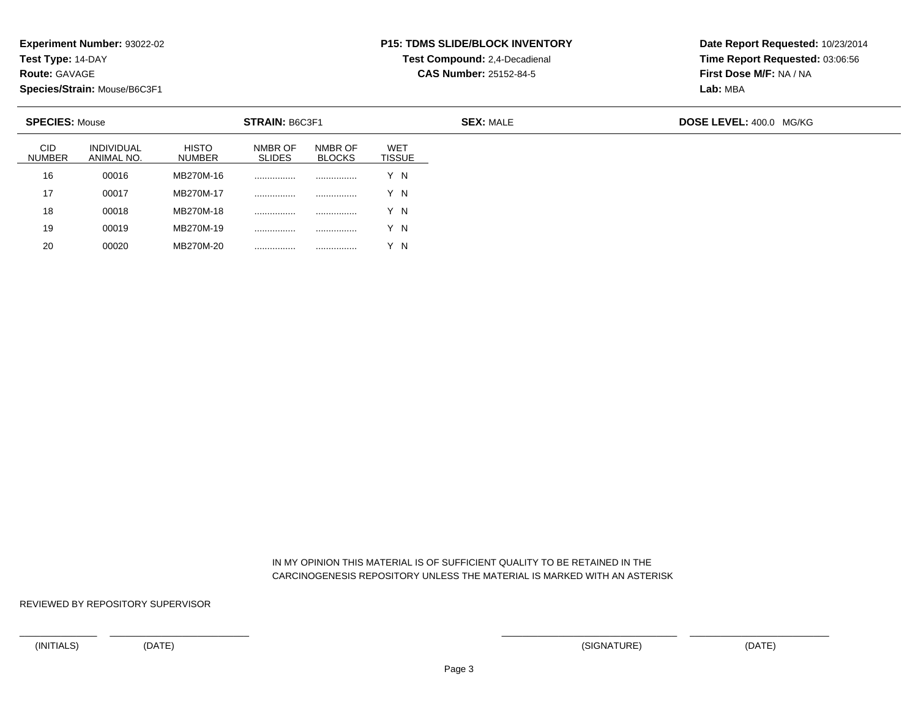**Experiment Number:** 93022-02
**Test Type:** 14-DAY
**Route:** GAVAGE
**Species/Strain:** Mouse/B6C3F1

**P15: TDMS SLIDE/BLOCK INVENTORY**
**Test Compound:** 2,4-Decadienal
**CAS Number:** 25152-84-5

**Date Report Requested:** 10/23/2014
**Time Report Requested:** 03:06:56
**First Dose M/F:** NA / NA
**Lab:** MBA

**SPECIES:** Mouse **STRAIN:** B6C3F1 **SEX:** MALE **DOSE LEVEL:** 400.0 MG/KG

| CID NUMBER | INDIVIDUAL ANIMAL NO. | HISTO NUMBER | NMBR OF SLIDES | NMBR OF BLOCKS | WET TISSUE |
|---|---|---|---|---|---|
| 16 | 00016 | MB270M-16 | ................ | ................ | Y N |
| 17 | 00017 | MB270M-17 | ................ | ................ | Y N |
| 18 | 00018 | MB270M-18 | ................ | ................ | Y N |
| 19 | 00019 | MB270M-19 | ................ | ................ | Y N |
| 20 | 00020 | MB270M-20 | ................ | ................ | Y N |

IN MY OPINION THIS MATERIAL IS OF SUFFICIENT QUALITY TO BE RETAINED IN THE CARCINOGENESIS REPOSITORY UNLESS THE MATERIAL IS MARKED WITH AN ASTERISK

REVIEWED BY REPOSITORY SUPERVISOR

(INITIALS) (DATE) (SIGNATURE) (DATE)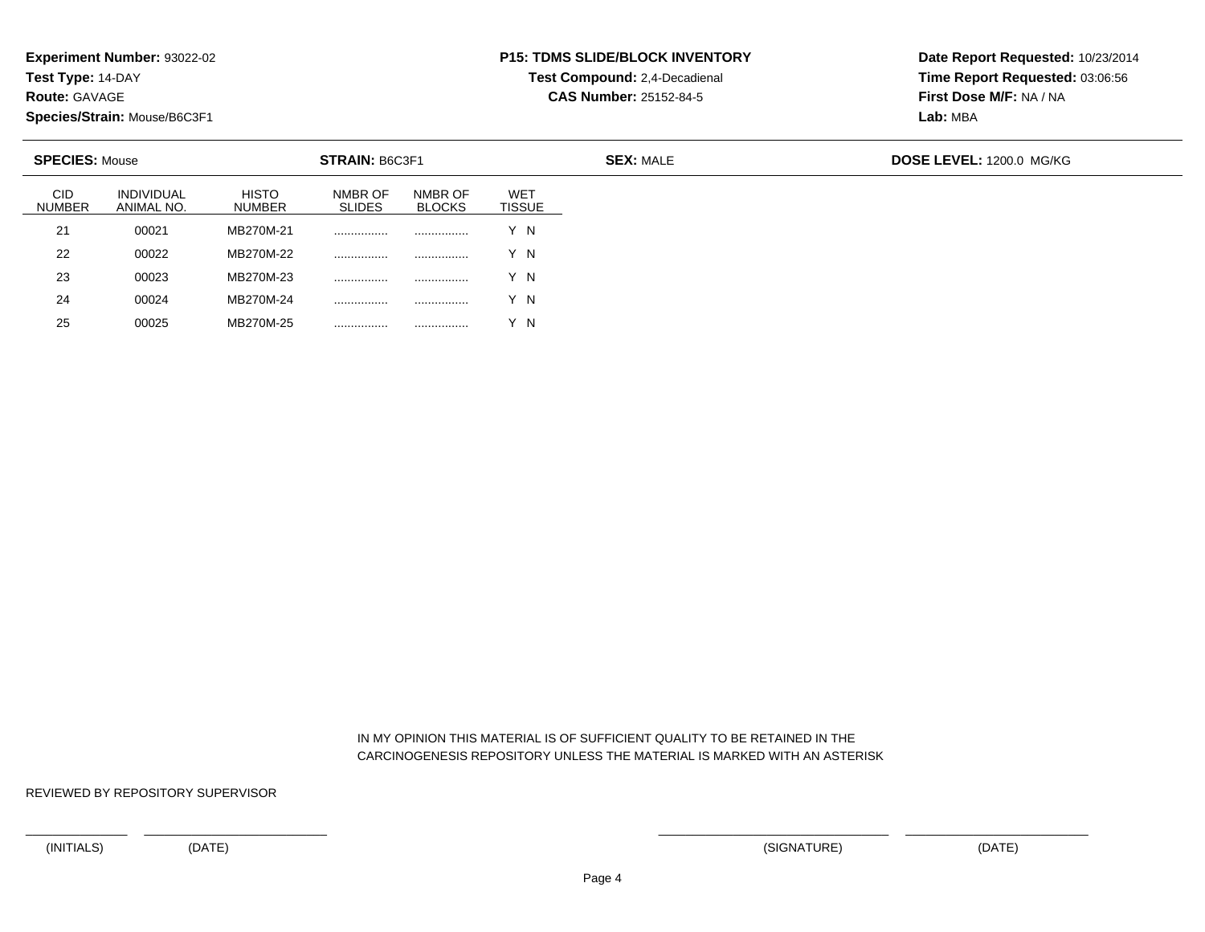**Experiment Number:** 93022-02
**Test Type:** 14-DAY
**Route:** GAVAGE
**Species/Strain:** Mouse/B6C3F1

**P15: TDMS SLIDE/BLOCK INVENTORY**
**Test Compound:** 2,4-Decadienal
**CAS Number:** 25152-84-5

**Date Report Requested:** 10/23/2014
**Time Report Requested:** 03:06:56
**First Dose M/F:** NA / NA
**Lab:** MBA

**SPECIES:** Mouse **STRAIN:** B6C3F1 **SEX:** MALE **DOSE LEVEL:** 1200.0 MG/KG

| CID NUMBER | INDIVIDUAL ANIMAL NO. | HISTO NUMBER | NMBR OF SLIDES | NMBR OF BLOCKS | WET TISSUE |
|---|---|---|---|---|---|
| 21 | 00021 | MB270M-21 | ................ | ................ | Y N |
| 22 | 00022 | MB270M-22 | ................ | ................ | Y N |
| 23 | 00023 | MB270M-23 | ................ | ................ | Y N |
| 24 | 00024 | MB270M-24 | ................ | ................ | Y N |
| 25 | 00025 | MB270M-25 | ................ | ................ | Y N |

IN MY OPINION THIS MATERIAL IS OF SUFFICIENT QUALITY TO BE RETAINED IN THE CARCINOGENESIS REPOSITORY UNLESS THE MATERIAL IS MARKED WITH AN ASTERISK

REVIEWED BY REPOSITORY SUPERVISOR

(INITIALS) (DATE) (SIGNATURE) (DATE)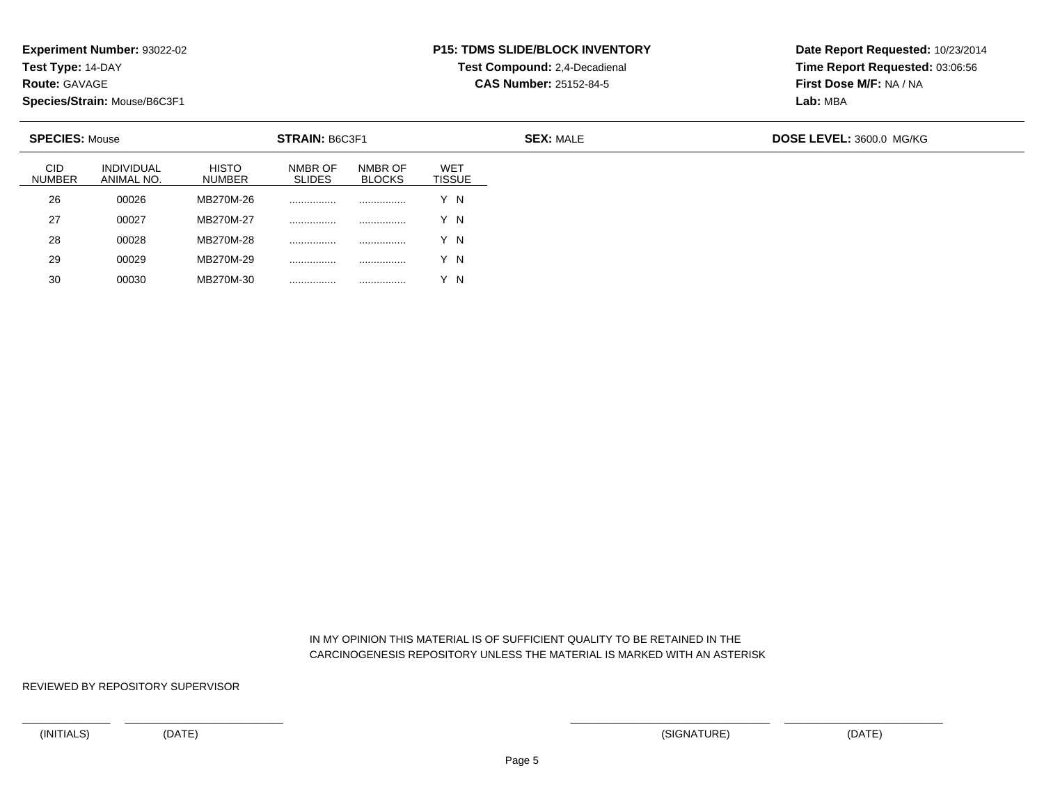**Experiment Number:** 93022-02
**Test Type:** 14-DAY
**Route:** GAVAGE
**Species/Strain:** Mouse/B6C3F1

**P15: TDMS SLIDE/BLOCK INVENTORY**
**Test Compound:** 2,4-Decadienal
**CAS Number:** 25152-84-5

**Date Report Requested:** 10/23/2014
**Time Report Requested:** 03:06:56
**First Dose M/F:** NA / NA
**Lab:** MBA

**SPECIES:** Mouse | **STRAIN:** B6C3F1 | **SEX:** MALE | **DOSE LEVEL:** 3600.0 MG/KG

| CID NUMBER | INDIVIDUAL ANIMAL NO. | HISTO NUMBER | NMBR OF SLIDES | NMBR OF BLOCKS | WET TISSUE |
|---|---|---|---|---|---|
| 26 | 00026 | MB270M-26 | ................ | ................ | Y N |
| 27 | 00027 | MB270M-27 | ................ | ................ | Y N |
| 28 | 00028 | MB270M-28 | ................ | ................ | Y N |
| 29 | 00029 | MB270M-29 | ................ | ................ | Y N |
| 30 | 00030 | MB270M-30 | ................ | ................ | Y N |

IN MY OPINION THIS MATERIAL IS OF SUFFICIENT QUALITY TO BE RETAINED IN THE CARCINOGENESIS REPOSITORY UNLESS THE MATERIAL IS MARKED WITH AN ASTERISK

REVIEWED BY REPOSITORY SUPERVISOR

(INITIALS) (DATE) (SIGNATURE) (DATE)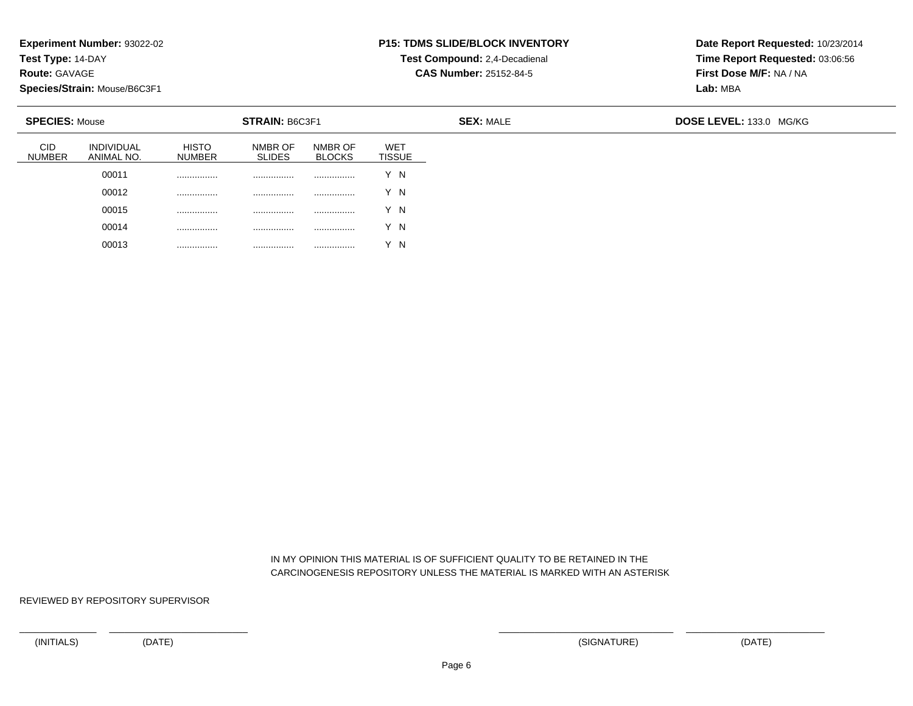**Experiment Number:** 93022-02
**Test Type:** 14-DAY
**Route:** GAVAGE
**Species/Strain:** Mouse/B6C3F1

**P15: TDMS SLIDE/BLOCK INVENTORY**
**Test Compound:** 2,4-Decadienal
**CAS Number:** 25152-84-5

**Date Report Requested:** 10/23/2014
**Time Report Requested:** 03:06:56
**First Dose M/F:** NA / NA
**Lab:** MBA

**SPECIES:** Mouse **STRAIN:** B6C3F1 **SEX:** MALE **DOSE LEVEL:** 133.0 MG/KG

| CID NUMBER | INDIVIDUAL ANIMAL NO. | HISTO NUMBER | NMBR OF SLIDES | NMBR OF BLOCKS | WET TISSUE |
|---|---|---|---|---|---|
| | 00011 | ................ | ................ | ................ | Y N |
| | 00012 | ................ | ................ | ................ | Y N |
| | 00015 | ................ | ................ | ................ | Y N |
| | 00014 | ................ | ................ | ................ | Y N |
| | 00013 | ................ | ................ | ................ | Y N |

IN MY OPINION THIS MATERIAL IS OF SUFFICIENT QUALITY TO BE RETAINED IN THE CARCINOGENESIS REPOSITORY UNLESS THE MATERIAL IS MARKED WITH AN ASTERISK

REVIEWED BY REPOSITORY SUPERVISOR

(INITIALS) (DATE) (SIGNATURE) (DATE)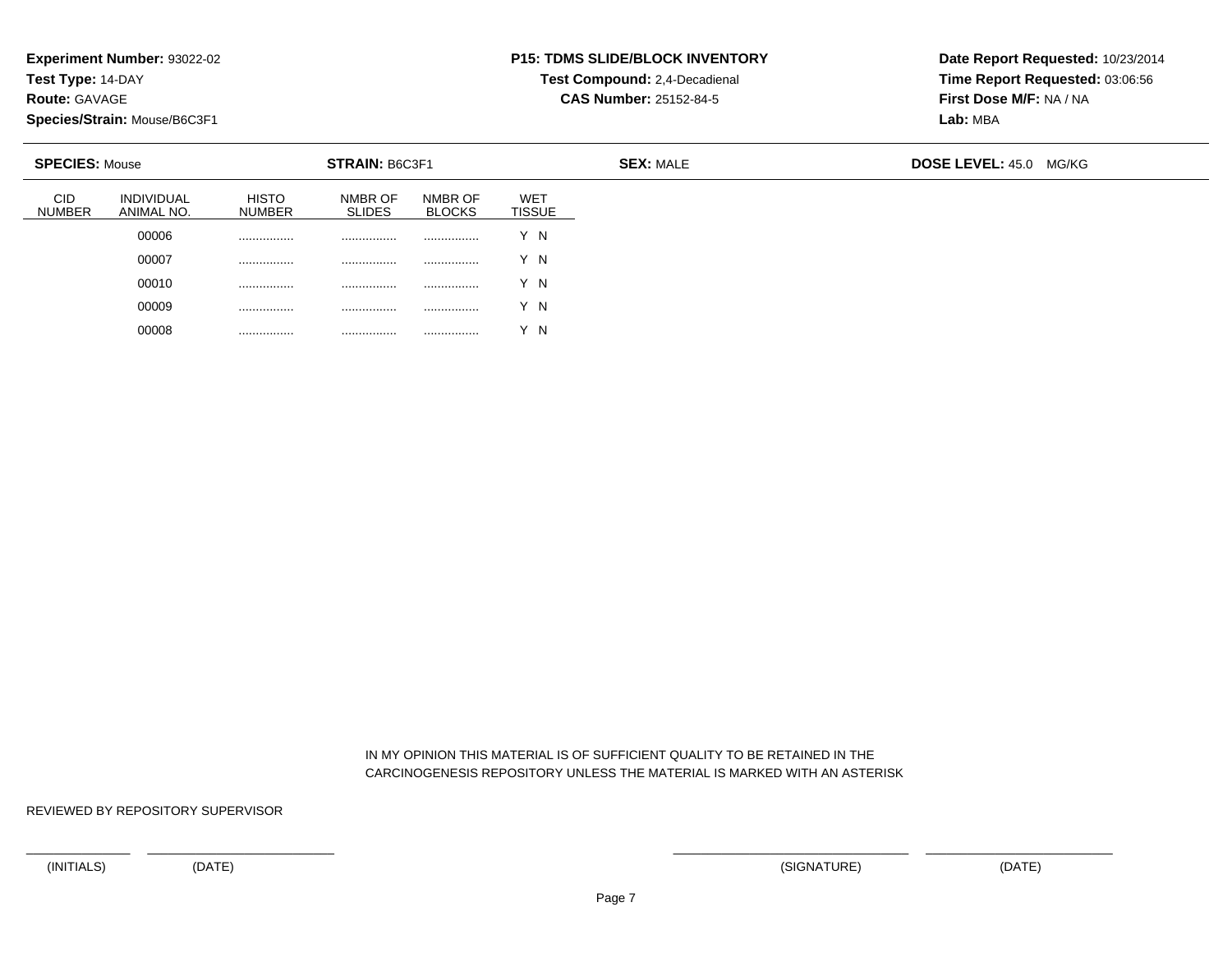**Experiment Number:** 93022-02
**Test Type:** 14-DAY
**Route:** GAVAGE
**Species/Strain:** Mouse/B6C3F1

**P15: TDMS SLIDE/BLOCK INVENTORY**
**Test Compound:** 2,4-Decadienal
**CAS Number:** 25152-84-5

**Date Report Requested:** 10/23/2014
**Time Report Requested:** 03:06:56
**First Dose M/F:** NA / NA
**Lab:** MBA

**SPECIES:** Mouse **STRAIN:** B6C3F1 **SEX:** MALE **DOSE LEVEL:** 45.0 MG/KG

| CID NUMBER | INDIVIDUAL ANIMAL NO. | HISTO NUMBER | NMBR OF SLIDES | NMBR OF BLOCKS | WET TISSUE |
|---|---|---|---|---|---|
| | 00006 | ................ | ................ | ................ | Y N |
| | 00007 | ................ | ................ | ................ | Y N |
| | 00010 | ................ | ................ | ................ | Y N |
| | 00009 | ................ | ................ | ................ | Y N |
| | 00008 | ................ | ................ | ................ | Y N |

IN MY OPINION THIS MATERIAL IS OF SUFFICIENT QUALITY TO BE RETAINED IN THE CARCINOGENESIS REPOSITORY UNLESS THE MATERIAL IS MARKED WITH AN ASTERISK

REVIEWED BY REPOSITORY SUPERVISOR

(INITIALS) (DATE) (SIGNATURE) (DATE)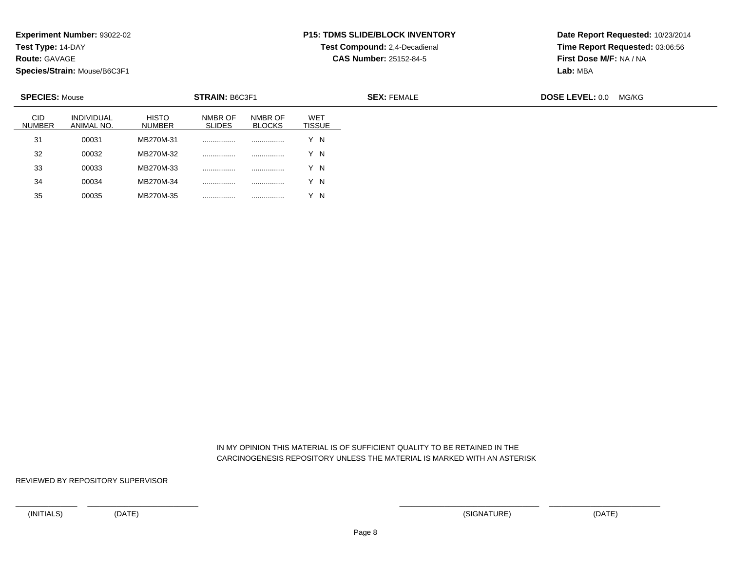**Experiment Number:** 93022-02
**Test Type:** 14-DAY
**Route:** GAVAGE
**Species/Strain:** Mouse/B6C3F1

**P15: TDMS SLIDE/BLOCK INVENTORY**
**Test Compound:** 2,4-Decadienal
**CAS Number:** 25152-84-5

**Date Report Requested:** 10/23/2014
**Time Report Requested:** 03:06:56
**First Dose M/F:** NA / NA
**Lab:** MBA

**SPECIES:** Mouse **STRAIN:** B6C3F1 **SEX:** FEMALE **DOSE LEVEL:** 0.0 MG/KG

| CID NUMBER | INDIVIDUAL ANIMAL NO. | HISTO NUMBER | NMBR OF SLIDES | NMBR OF BLOCKS | WET TISSUE |
|---|---|---|---|---|---|
| 31 | 00031 | MB270M-31 | ................ | ................ | Y N |
| 32 | 00032 | MB270M-32 | ................ | ................ | Y N |
| 33 | 00033 | MB270M-33 | ................ | ................ | Y N |
| 34 | 00034 | MB270M-34 | ................ | ................ | Y N |
| 35 | 00035 | MB270M-35 | ................ | ................ | Y N |

IN MY OPINION THIS MATERIAL IS OF SUFFICIENT QUALITY TO BE RETAINED IN THE CARCINOGENESIS REPOSITORY UNLESS THE MATERIAL IS MARKED WITH AN ASTERISK

REVIEWED BY REPOSITORY SUPERVISOR

(INITIALS) (DATE) (SIGNATURE) (DATE)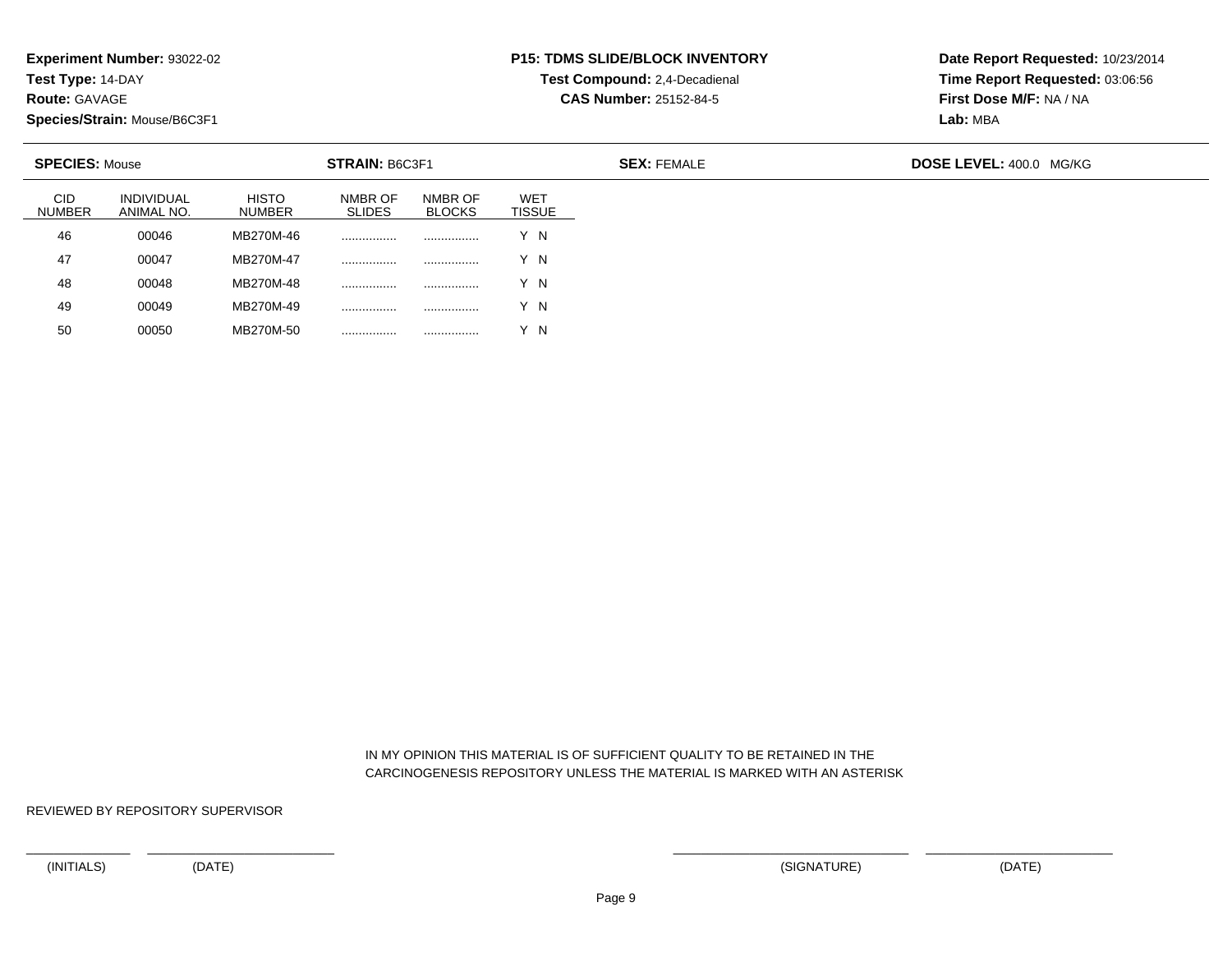**Experiment Number:** 93022-02
**Test Type:** 14-DAY
**Route:** GAVAGE
**Species/Strain:** Mouse/B6C3F1

**P15: TDMS SLIDE/BLOCK INVENTORY**
**Test Compound:** 2,4-Decadienal
**CAS Number:** 25152-84-5

**Date Report Requested:** 10/23/2014
**Time Report Requested:** 03:06:56
**First Dose M/F:** NA / NA
**Lab:** MBA

**SPECIES:** Mouse **STRAIN:** B6C3F1 **SEX:** FEMALE **DOSE LEVEL:** 400.0 MG/KG

| CID NUMBER | INDIVIDUAL ANIMAL NO. | HISTO NUMBER | NMBR OF SLIDES | NMBR OF BLOCKS | WET TISSUE |
|---|---|---|---|---|---|
| 46 | 00046 | MB270M-46 | ................ | ................ | Y N |
| 47 | 00047 | MB270M-47 | ................ | ................ | Y N |
| 48 | 00048 | MB270M-48 | ................ | ................ | Y N |
| 49 | 00049 | MB270M-49 | ................ | ................ | Y N |
| 50 | 00050 | MB270M-50 | ................ | ................ | Y N |

IN MY OPINION THIS MATERIAL IS OF SUFFICIENT QUALITY TO BE RETAINED IN THE CARCINOGENESIS REPOSITORY UNLESS THE MATERIAL IS MARKED WITH AN ASTERISK

REVIEWED BY REPOSITORY SUPERVISOR

(INITIALS) (DATE) (SIGNATURE) (DATE)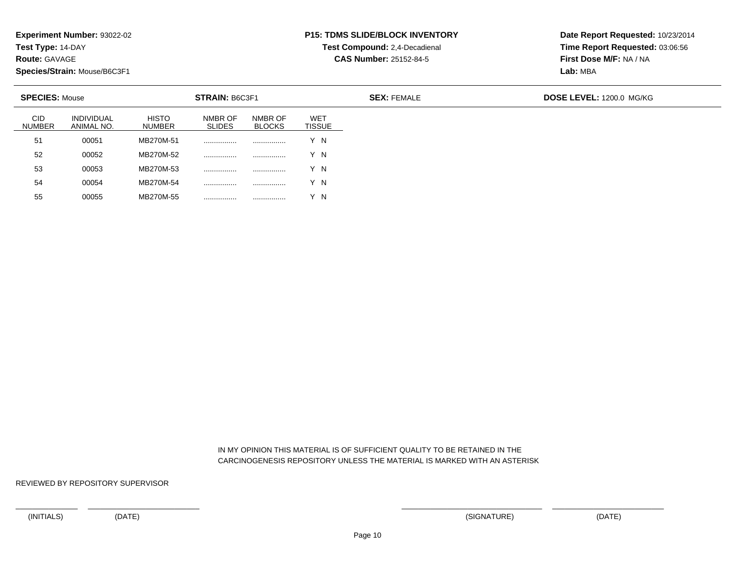**Experiment Number:** 93022-02
**Test Type:** 14-DAY
**Route:** GAVAGE
**Species/Strain:** Mouse/B6C3F1

**P15: TDMS SLIDE/BLOCK INVENTORY**
**Test Compound:** 2,4-Decadienal
**CAS Number:** 25152-84-5

**Date Report Requested:** 10/23/2014
**Time Report Requested:** 03:06:56
**First Dose M/F:** NA / NA
**Lab:** MBA

**SPECIES:** Mouse **STRAIN:** B6C3F1 **SEX:** FEMALE **DOSE LEVEL:** 1200.0 MG/KG

| CID NUMBER | INDIVIDUAL ANIMAL NO. | HISTO NUMBER | NMBR OF SLIDES | NMBR OF BLOCKS | WET TISSUE |
|---|---|---|---|---|---|
| 51 | 00051 | MB270M-51 | ................ | ................ | Y N |
| 52 | 00052 | MB270M-52 | ................ | ................ | Y N |
| 53 | 00053 | MB270M-53 | ................ | ................ | Y N |
| 54 | 00054 | MB270M-54 | ................ | ................ | Y N |
| 55 | 00055 | MB270M-55 | ................ | ................ | Y N |

IN MY OPINION THIS MATERIAL IS OF SUFFICIENT QUALITY TO BE RETAINED IN THE CARCINOGENESIS REPOSITORY UNLESS THE MATERIAL IS MARKED WITH AN ASTERISK

REVIEWED BY REPOSITORY SUPERVISOR

(INITIALS) (DATE) (SIGNATURE) (DATE)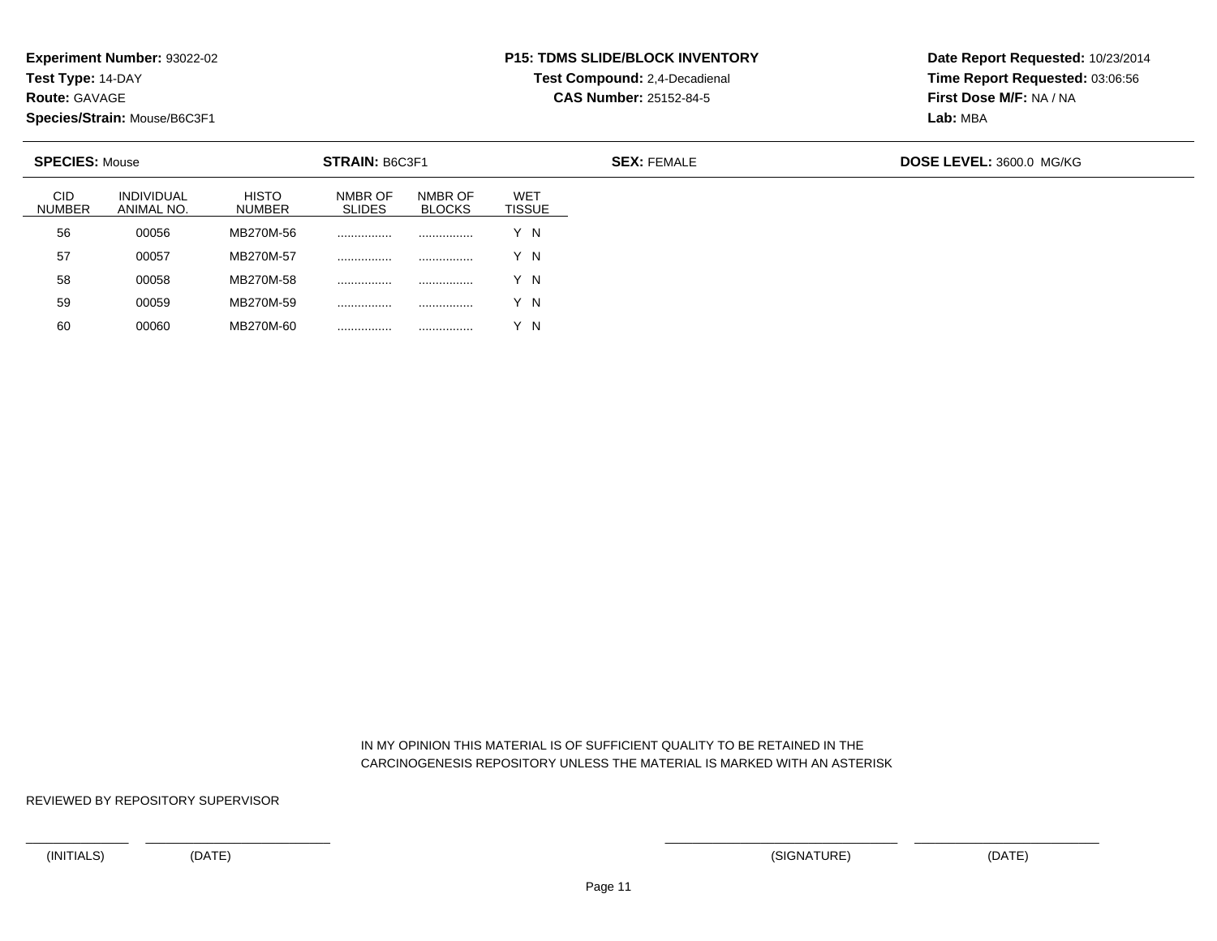**Experiment Number:** 93022-02
**Test Type:** 14-DAY
**Route:** GAVAGE
**Species/Strain:** Mouse/B6C3F1

**P15: TDMS SLIDE/BLOCK INVENTORY**
**Test Compound:** 2,4-Decadienal
**CAS Number:** 25152-84-5

**Date Report Requested:** 10/23/2014
**Time Report Requested:** 03:06:56
**First Dose M/F:** NA / NA
**Lab:** MBA

**SPECIES:** Mouse **STRAIN:** B6C3F1 **SEX:** FEMALE **DOSE LEVEL:** 3600.0 MG/KG

| CID NUMBER | INDIVIDUAL ANIMAL NO. | HISTO NUMBER | NMBR OF SLIDES | NMBR OF BLOCKS | WET TISSUE |
|---|---|---|---|---|---|
| 56 | 00056 | MB270M-56 | ................ | ................ | Y N |
| 57 | 00057 | MB270M-57 | ................ | ................ | Y N |
| 58 | 00058 | MB270M-58 | ................ | ................ | Y N |
| 59 | 00059 | MB270M-59 | ................ | ................ | Y N |
| 60 | 00060 | MB270M-60 | ................ | ................ | Y N |

IN MY OPINION THIS MATERIAL IS OF SUFFICIENT QUALITY TO BE RETAINED IN THE CARCINOGENESIS REPOSITORY UNLESS THE MATERIAL IS MARKED WITH AN ASTERISK

REVIEWED BY REPOSITORY SUPERVISOR

(INITIALS) (DATE) (SIGNATURE) (DATE)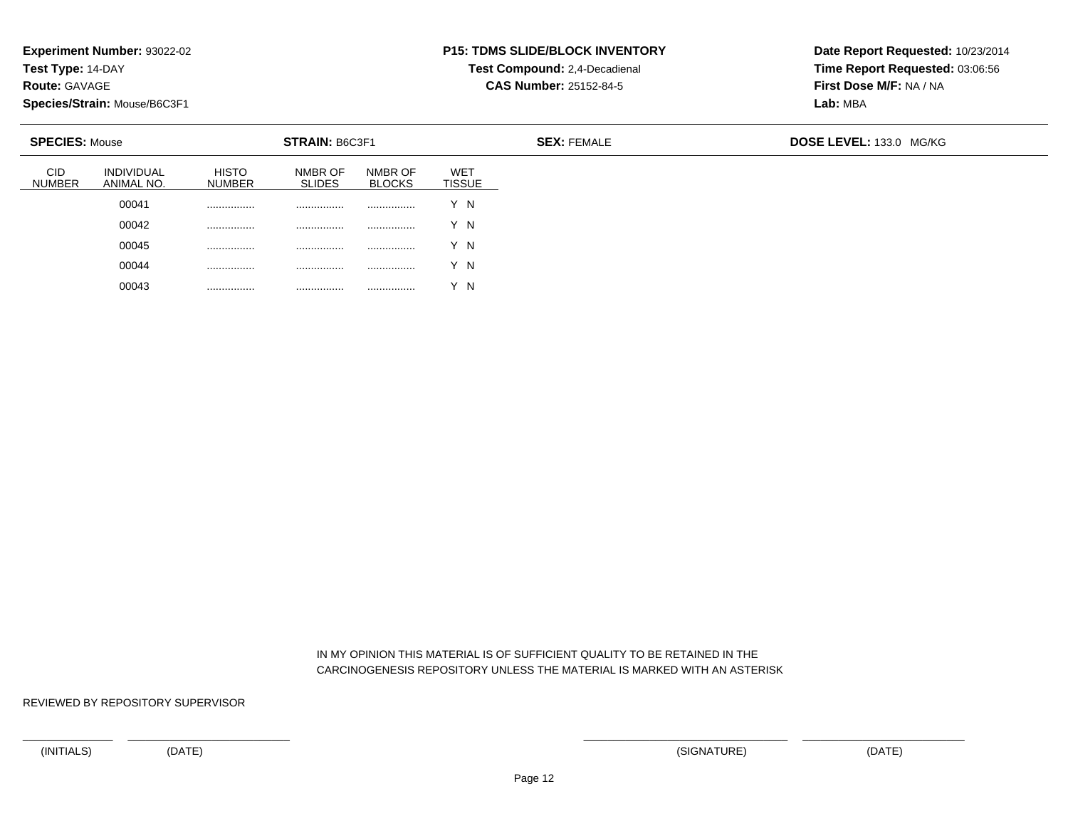**Experiment Number:** 93022-02
**Test Type:** 14-DAY
**Route:** GAVAGE
**Species/Strain:** Mouse/B6C3F1

**P15: TDMS SLIDE/BLOCK INVENTORY**
**Test Compound:** 2,4-Decadienal
**CAS Number:** 25152-84-5

**Date Report Requested:** 10/23/2014
**Time Report Requested:** 03:06:56
**First Dose M/F:** NA / NA
**Lab:** MBA

**SPECIES:** Mouse **STRAIN:** B6C3F1 **SEX:** FEMALE **DOSE LEVEL:** 133.0 MG/KG

| CID NUMBER | INDIVIDUAL ANIMAL NO. | HISTO NUMBER | NMBR OF SLIDES | NMBR OF BLOCKS | WET TISSUE |
|---|---|---|---|---|---|
| | 00041 | ................ | ................ | ................ | Y N |
| | 00042 | ................ | ................ | ................ | Y N |
| | 00045 | ................ | ................ | ................ | Y N |
| | 00044 | ................ | ................ | ................ | Y N |
| | 00043 | ................ | ................ | ................ | Y N |

IN MY OPINION THIS MATERIAL IS OF SUFFICIENT QUALITY TO BE RETAINED IN THE CARCINOGENESIS REPOSITORY UNLESS THE MATERIAL IS MARKED WITH AN ASTERISK

REVIEWED BY REPOSITORY SUPERVISOR

(INITIALS) (DATE) (SIGNATURE) (DATE)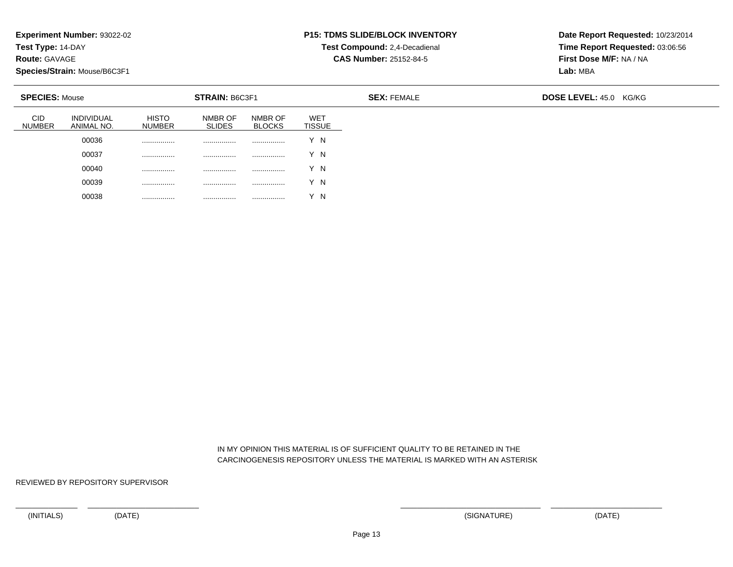**Experiment Number:** 93022-02
**Test Type:** 14-DAY
**Route:** GAVAGE
**Species/Strain:** Mouse/B6C3F1

**P15: TDMS SLIDE/BLOCK INVENTORY**
**Test Compound:** 2,4-Decadienal
**CAS Number:** 25152-84-5

**Date Report Requested:** 10/23/2014
**Time Report Requested:** 03:06:56
**First Dose M/F:** NA / NA
**Lab:** MBA

**SPECIES:** Mouse | **STRAIN:** B6C3F1 | **SEX:** FEMALE | **DOSE LEVEL:** 45.0 KG/KG

| CID NUMBER | INDIVIDUAL ANIMAL NO. | HISTO NUMBER | NMBR OF SLIDES | NMBR OF BLOCKS | WET TISSUE |
|---|---|---|---|---|---|
| | 00036 | ................ | ................ | ................ | Y N |
| | 00037 | ................ | ................ | ................ | Y N |
| | 00040 | ................ | ................ | ................ | Y N |
| | 00039 | ................ | ................ | ................ | Y N |
| | 00038 | ................ | ................ | ................ | Y N |

IN MY OPINION THIS MATERIAL IS OF SUFFICIENT QUALITY TO BE RETAINED IN THE CARCINOGENESIS REPOSITORY UNLESS THE MATERIAL IS MARKED WITH AN ASTERISK

REVIEWED BY REPOSITORY SUPERVISOR

_______________ _______________________

(INITIALS) (DATE)

_______________________________ _______________________

(SIGNATURE) (DATE)